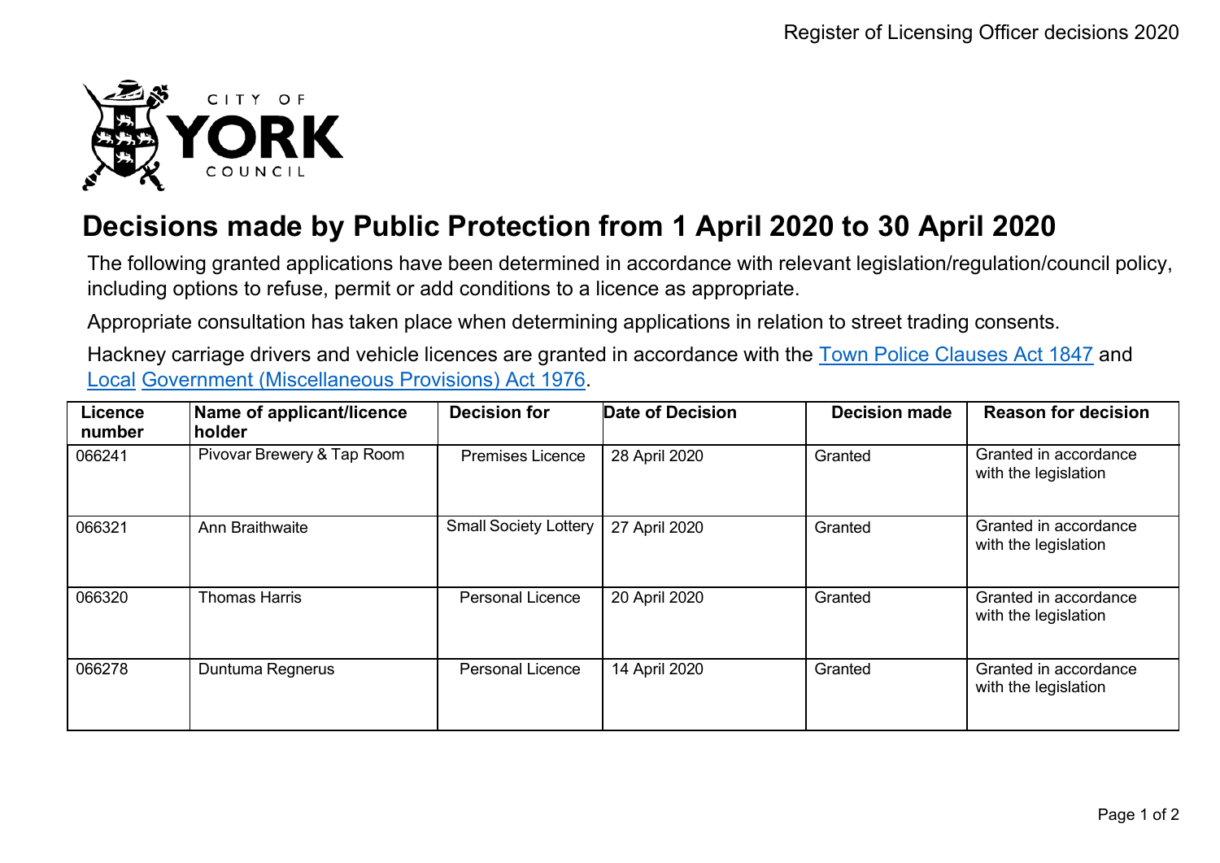# Decisions made by Public Protection from 1 April 2020 to 30 April 2020

The following granted applications have been determined in accordance with relevant legislation/regulation/council policy, including options to refuse, permit or add conditions to a licence as appropriate.

Appropriate consultation has taken place when determining applications in relation to street trading consents.

Hackney carriage drivers and vehicle licences are granted in accordance with the Town Police Clauses Act 1847 and Local Government (Miscellaneous Provisions) Act 1976.

| Licence number | Name of applicant/licence holder | Decision for | Date of Decision | Decision made | Reason for decision |
|---|---|---|---|---|---|
| 066241 | Pivovar Brewery & Tap Room | Premises Licence | 28 April 2020 | Granted | Granted in accordance with the legislation |
| 066321 | Ann Braithwaite | Small Society Lottery | 27 April 2020 | Granted | Granted in accordance with the legislation |
| 066320 | Thomas Harris | Personal Licence | 20 April 2020 | Granted | Granted in accordance with the legislation |
| 066278 | Duntuma Regnerus | Personal Licence | 14 April 2020 | Granted | Granted in accordance with the legislation |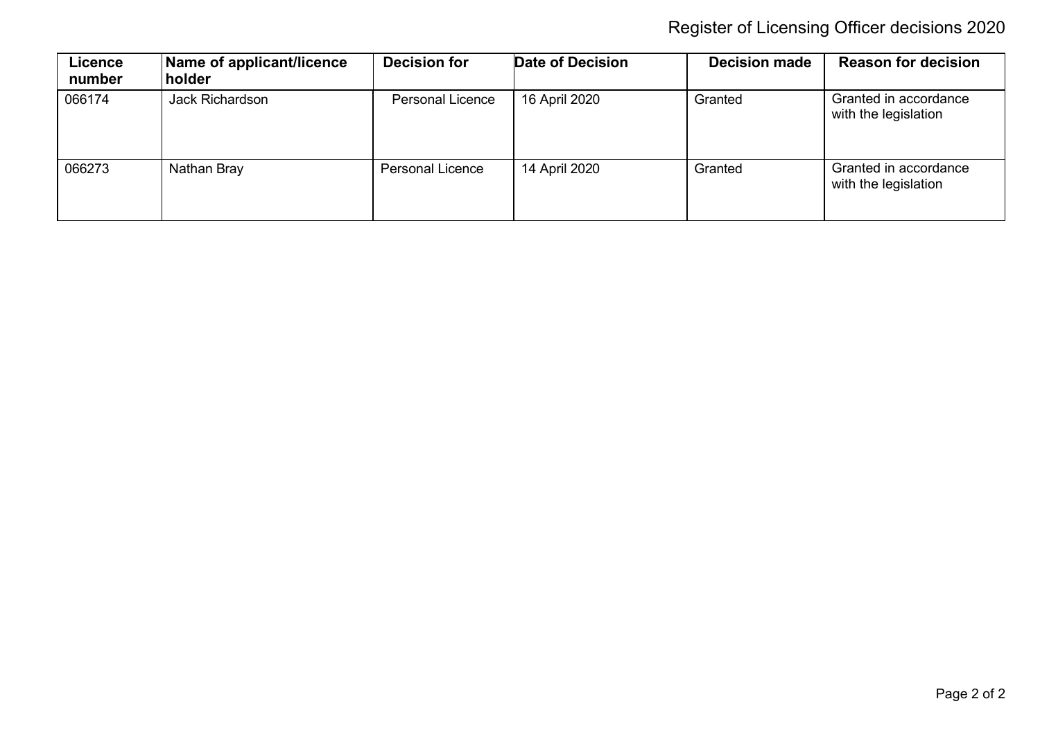| Licence number | Name of applicant/licence holder | Decision for | Date of Decision | Decision made | Reason for decision |
| --- | --- | --- | --- | --- | --- |
| 066174 | Jack Richardson | Personal Licence | 16 April 2020 | Granted | Granted in accordance with the legislation |
| 066273 | Nathan Bray | Personal Licence | 14 April 2020 | Granted | Granted in accordance with the legislation |